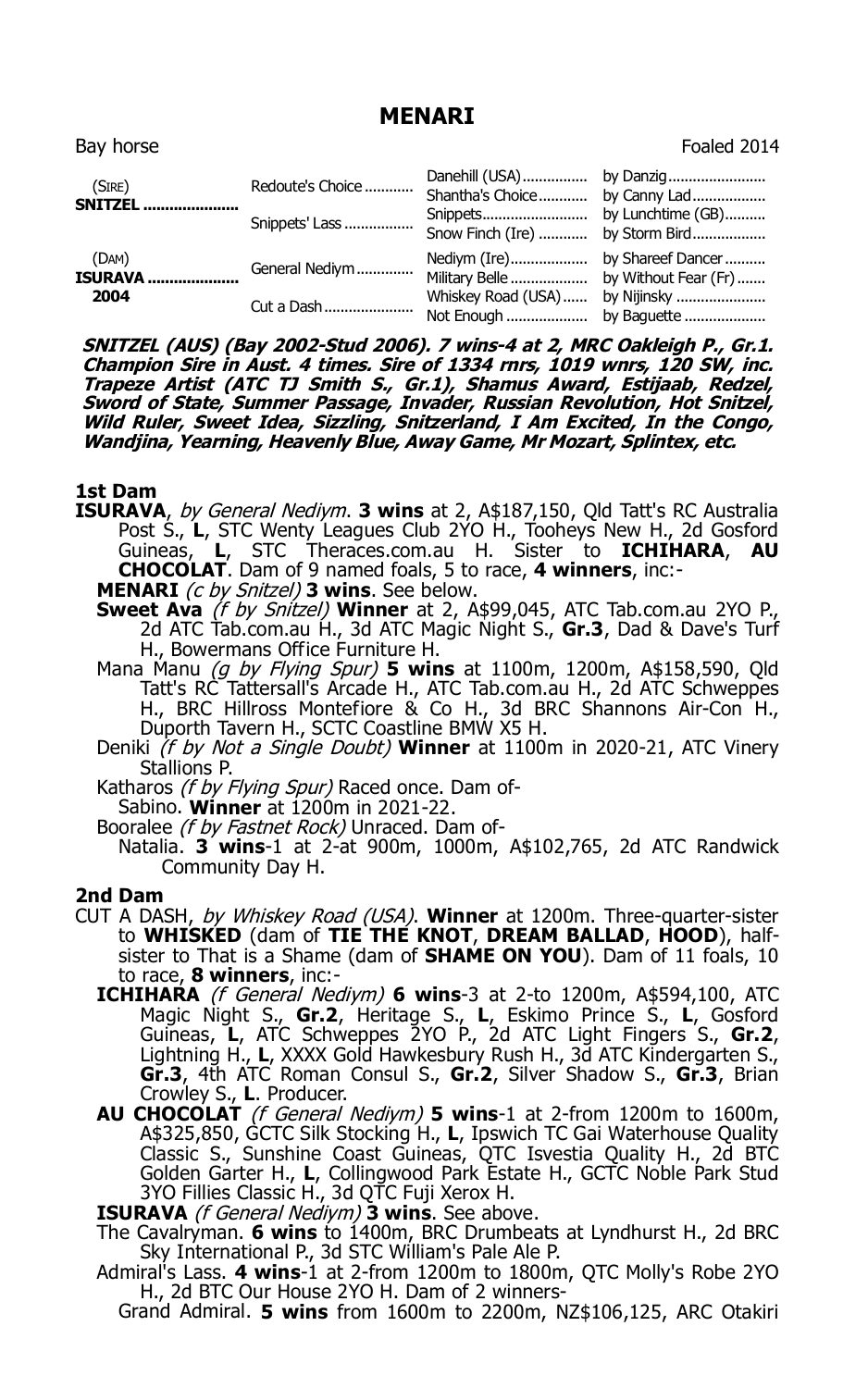# MENARI

Bay horse Foaled 2014

| | | | |
|---|---|---|---|
| (SIRE) **SNITZEL** | Redoute's Choice | Danehill (USA) | by Danzig |
| | | Shantha's Choice | by Canny Lad |
| | Snippets' Lass | Snippets | by Lunchtime (GB) |
| | | Snow Finch (Ire) | by Storm Bird |
| (DAM) **ISURAVA** 2004 | General Nediym | Nediym (Ire) | by Shareef Dancer |
| | | Military Belle | by Without Fear (Fr) |
| | Cut a Dash | Whiskey Road (USA) | by Nijinsky |
| | | Not Enough | by Baguette |

***SNITZEL (AUS) (Bay 2002-Stud 2006). 7 wins-4 at 2, MRC Oakleigh P., Gr.1. Champion Sire in Aust. 4 times. Sire of 1334 rnrs, 1019 wnrs, 120 SW, inc. Trapeze Artist (ATC TJ Smith S., Gr.1), Shamus Award, Estijaab, Redzel, Sword of State, Summer Passage, Invader, Russian Revolution, Hot Snitzel, Wild Ruler, Sweet Idea, Sizzling, Snitzerland, I Am Excited, In the Congo, Wandjina, Yearning, Heavenly Blue, Away Game, Mr Mozart, Splintex, etc.***

## 1st Dam

**ISURAVA**, *by General Nediym*. **3 wins** at 2, A$187,150, Qld Tatt's RC Australia Post S., **L**, STC Wenty Leagues Club 2YO H., Tooheys New H., 2d Gosford Guineas, **L**, STC Theraces.com.au H. Sister to **ICHIHARA**, **AU CHOCOLAT**. Dam of 9 named foals, 5 to race, **4 winners**, inc:-

- **MENARI** *(c by Snitzel)* **3 wins**. See below.
- **Sweet Ava** *(f by Snitzel)* **Winner** at 2, A$99,045, ATC Tab.com.au 2YO P., 2d ATC Tab.com.au H., 3d ATC Magic Night S., **Gr.3**, Dad & Dave's Turf H., Bowermans Office Furniture H.
- Mana Manu *(g by Flying Spur)* **5 wins** at 1100m, 1200m, A$158,590, Qld Tatt's RC Tattersall's Arcade H., ATC Tab.com.au H., 2d ATC Schweppes H., BRC Hillross Montefiore & Co H., 3d BRC Shannons Air-Con H., Duporth Tavern H., SCTC Coastline BMW X5 H.
- Deniki *(f by Not a Single Doubt)* **Winner** at 1100m in 2020-21, ATC Vinery Stallions P.
- Katharos *(f by Flying Spur)* Raced once. Dam of-
  - Sabino. **Winner** at 1200m in 2021-22.
- Booralee *(f by Fastnet Rock)* Unraced. Dam of-
  - Natalia. **3 wins**-1 at 2-at 900m, 1000m, A$102,765, 2d ATC Randwick Community Day H.

## 2nd Dam

CUT A DASH, *by Whiskey Road (USA)*. **Winner** at 1200m. Three-quarter-sister to **WHISKED** (dam of **TIE THE KNOT**, **DREAM BALLAD**, **HOOD**), half-sister to That is a Shame (dam of **SHAME ON YOU**). Dam of 11 foals, 10 to race, **8 winners**, inc:-

- **ICHIHARA** *(f General Nediym)* **6 wins**-3 at 2-to 1200m, A$594,100, ATC Magic Night S., **Gr.2**, Heritage S., **L**, Eskimo Prince S., **L**, Gosford Guineas, **L**, ATC Schweppes 2YO P., 2d ATC Light Fingers S., **Gr.2**, Lightning H., **L**, XXXX Gold Hawkesbury Rush H., 3d ATC Kindergarten S., **Gr.3**, 4th ATC Roman Consul S., **Gr.2**, Silver Shadow S., **Gr.3**, Brian Crowley S., **L**. Producer.
- **AU CHOCOLAT** *(f General Nediym)* **5 wins**-1 at 2-from 1200m to 1600m, A$325,850, GCTC Silk Stocking H., **L**, Ipswich TC Gai Waterhouse Quality Classic S., Sunshine Coast Guineas, QTC Isvestia Quality H., 2d BTC Golden Garter H., **L**, Collingwood Park Estate H., GCTC Noble Park Stud 3YO Fillies Classic H., 3d QTC Fuji Xerox H.
- **ISURAVA** *(f General Nediym)* **3 wins**. See above.
- The Cavalryman. **6 wins** to 1400m, BRC Drumbeats at Lyndhurst H., 2d BRC Sky International P., 3d STC William's Pale Ale P.
- Admiral's Lass. **4 wins**-1 at 2-from 1200m to 1800m, QTC Molly's Robe 2YO H., 2d BTC Our House 2YO H. Dam of 2 winners-
  - Grand Admiral. **5 wins** from 1600m to 2200m, NZ$106,125, ARC Otakiri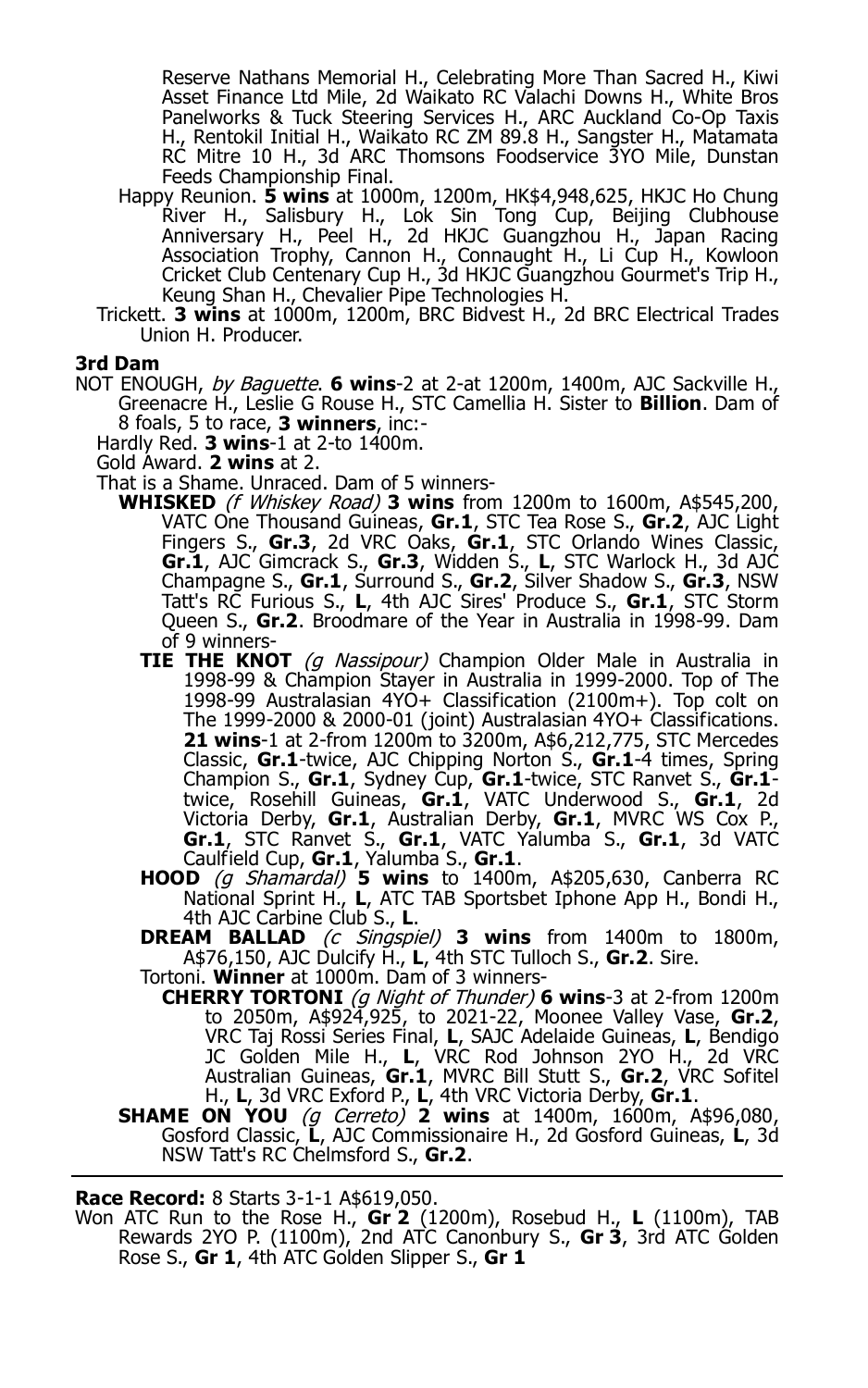Reserve Nathans Memorial H., Celebrating More Than Sacred H., Kiwi Asset Finance Ltd Mile, 2d Waikato RC Valachi Downs H., White Bros Panelworks & Tuck Steering Services H., ARC Auckland Co-Op Taxis H., Rentokil Initial H., Waikato RC ZM 89.8 H., Sangster H., Matamata RC Mitre 10 H., 3d ARC Thomsons Foodservice 3YO Mile, Dunstan Feeds Championship Final.

Happy Reunion. **5 wins** at 1000m, 1200m, HK$4,948,625, HKJC Ho Chung River H., Salisbury H., Lok Sin Tong Cup, Beijing Clubhouse Anniversary H., Peel H., 2d HKJC Guangzhou H., Japan Racing Association Trophy, Cannon H., Connaught H., Li Cup H., Kowloon Cricket Club Centenary Cup H., 3d HKJC Guangzhou Gourmet's Trip H., Keung Shan H., Chevalier Pipe Technologies H.

Trickett. **3 wins** at 1000m, 1200m, BRC Bidvest H., 2d BRC Electrical Trades Union H. Producer.

### 3rd Dam

NOT ENOUGH, *by Baguette*. **6 wins**-2 at 2-at 1200m, 1400m, AJC Sackville H., Greenacre H., Leslie G Rouse H., STC Camellia H. Sister to **Billion**. Dam of 8 foals, 5 to race, **3 winners**, inc:-

Hardly Red. **3 wins**-1 at 2-to 1400m.

Gold Award. **2 wins** at 2.

That is a Shame. Unraced. Dam of 5 winners-

**WHISKED** *(f Whiskey Road)* **3 wins** from 1200m to 1600m, A$545,200, VATC One Thousand Guineas, **Gr.1**, STC Tea Rose S., **Gr.2**, AJC Light Fingers S., **Gr.3**, 2d VRC Oaks, **Gr.1**, STC Orlando Wines Classic, **Gr.1**, AJC Gimcrack S., **Gr.3**, Widden S., **L**, STC Warlock H., 3d AJC Champagne S., **Gr.1**, Surround S., **Gr.2**, Silver Shadow S., **Gr.3**, NSW Tatt's RC Furious S., **L**, 4th AJC Sires' Produce S., **Gr.1**, STC Storm Queen S., **Gr.2**. Broodmare of the Year in Australia in 1998-99. Dam of 9 winners-

**TIE THE KNOT** *(g Nassipour)* Champion Older Male in Australia in 1998-99 & Champion Stayer in Australia in 1999-2000. Top of The 1998-99 Australasian 4YO+ Classification (2100m+). Top colt on The 1999-2000 & 2000-01 (joint) Australasian 4YO+ Classifications. **21 wins**-1 at 2-from 1200m to 3200m, A$6,212,775, STC Mercedes Classic, **Gr.1**-twice, AJC Chipping Norton S., **Gr.1**-4 times, Spring Champion S., **Gr.1**, Sydney Cup, **Gr.1**-twice, STC Ranvet S., **Gr.1**-twice, Rosehill Guineas, **Gr.1**, VATC Underwood S., **Gr.1**, 2d Victoria Derby, **Gr.1**, Australian Derby, **Gr.1**, MVRC WS Cox P., **Gr.1**, STC Ranvet S., **Gr.1**, VATC Yalumba S., **Gr.1**, 3d VATC Caulfield Cup, **Gr.1**, Yalumba S., **Gr.1**.

**HOOD** *(g Shamardal)* **5 wins** to 1400m, A$205,630, Canberra RC National Sprint H., **L**, ATC TAB Sportsbet Iphone App H., Bondi H., 4th AJC Carbine Club S., **L**.

**DREAM BALLAD** *(c Singspiel)* **3 wins** from 1400m to 1800m, A$76,150, AJC Dulcify H., **L**, 4th STC Tulloch S., **Gr.2**. Sire.

Tortoni. **Winner** at 1000m. Dam of 3 winners-

**CHERRY TORTONI** *(g Night of Thunder)* **6 wins**-3 at 2-from 1200m to 2050m, A$924,925, to 2021-22, Moonee Valley Vase, **Gr.2**, VRC Taj Rossi Series Final, **L**, SAJC Adelaide Guineas, **L**, Bendigo JC Golden Mile H., **L**, VRC Rod Johnson 2YO H., 2d VRC Australian Guineas, **Gr.1**, MVRC Bill Stutt S., **Gr.2**, VRC Sofitel H., **L**, 3d VRC Exford P., **L**, 4th VRC Victoria Derby, **Gr.1**.

**SHAME ON YOU** *(g Cerreto)* **2 wins** at 1400m, 1600m, A$96,080, Gosford Classic, **L**, AJC Commissionaire H., 2d Gosford Guineas, **L**, 3d NSW Tatt's RC Chelmsford S., **Gr.2**.

---

**Race Record:** 8 Starts 3-1-1 A$619,050.

Won ATC Run to the Rose H., **Gr 2** (1200m), Rosebud H., **L** (1100m), TAB Rewards 2YO P. (1100m), 2nd ATC Canonbury S., **Gr 3**, 3rd ATC Golden Rose S., **Gr 1**, 4th ATC Golden Slipper S., **Gr 1**